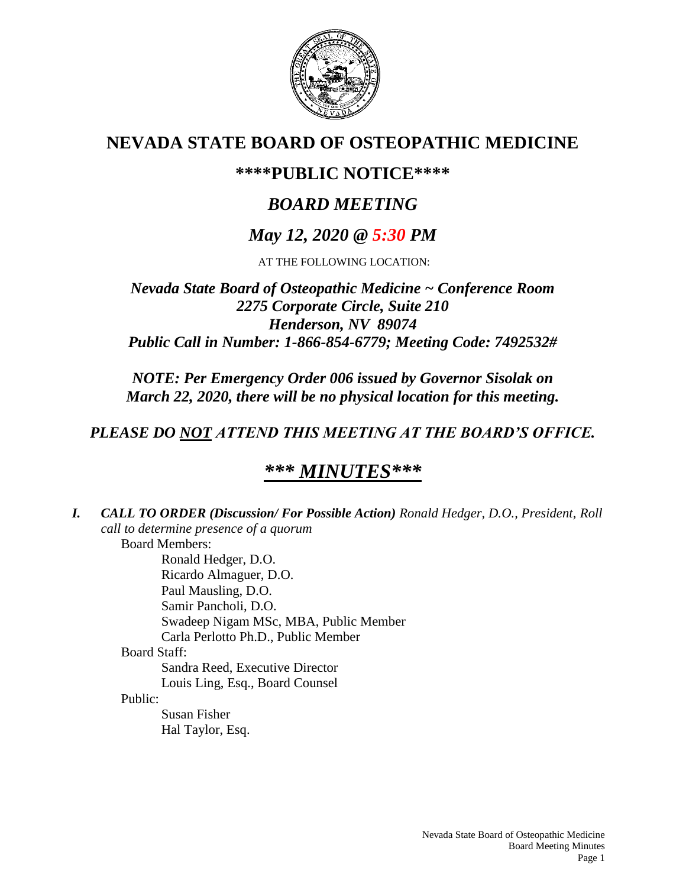# NEVADA STATE BOARD OF OSTEOPATHIC MEDICINE

## \*\*\*\*PUBLIC NOTICE\*\*\*\*

## *BOARD MEETING*

## *May 12, 2020 @ 5:30 PM*

AT THE FOLLOWING LOCATION:

***Nevada State Board of Osteopathic Medicine ~ Conference Room***
***2275 Corporate Circle, Suite 210***
***Henderson, NV 89074***
***Public Call in Number: 1-866-854-6779; Meeting Code: 7492532#***

***NOTE: Per Emergency Order 006 issued by Governor Sisolak on March 22, 2020, there will be no physical location for this meeting.***

***PLEASE DO NOT ATTEND THIS MEETING AT THE BOARD'S OFFICE.***

# ***\*\*\* MINUTES\*\*\****

***I. CALL TO ORDER (Discussion/ For Possible Action)*** *Ronald Hedger, D.O., President, Roll call to determine presence of a quorum*

Board Members:
- Ronald Hedger, D.O.
- Ricardo Almaguer, D.O.
- Paul Mausling, D.O.
- Samir Pancholi, D.O.
- Swadeep Nigam MSc, MBA, Public Member
- Carla Perlotto Ph.D., Public Member

Board Staff:
- Sandra Reed, Executive Director
- Louis Ling, Esq., Board Counsel

Public:
- Susan Fisher
- Hal Taylor, Esq.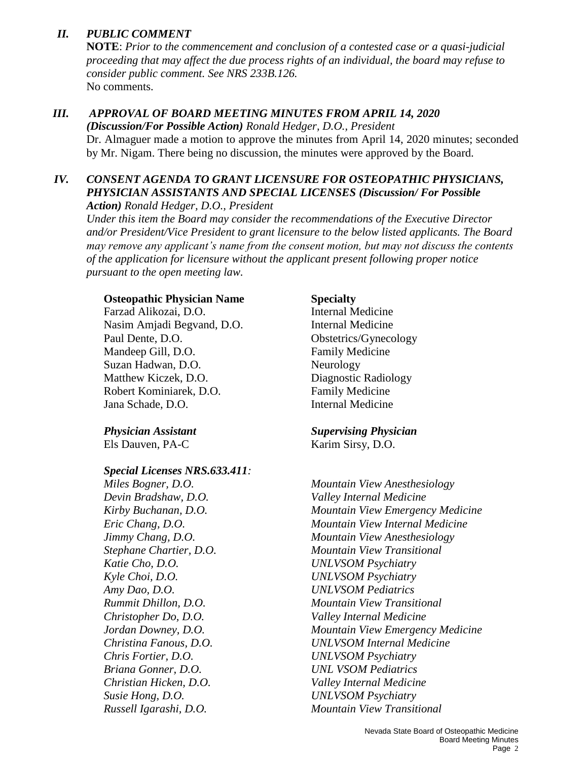## *II. PUBLIC COMMENT*

**NOTE**: *Prior to the commencement and conclusion of a contested case or a quasi-judicial proceeding that may affect the due process rights of an individual, the board may refuse to consider public comment. See NRS 233B.126.*

No comments.

## *III. APPROVAL OF BOARD MEETING MINUTES FROM APRIL 14, 2020*

***(Discussion/For Possible Action)*** *Ronald Hedger, D.O., President*

Dr. Almaguer made a motion to approve the minutes from April 14, 2020 minutes; seconded by Mr. Nigam. There being no discussion, the minutes were approved by the Board.

## *IV. CONSENT AGENDA TO GRANT LICENSURE FOR OSTEOPATHIC PHYSICIANS, PHYSICIAN ASSISTANTS AND SPECIAL LICENSES (Discussion/ For Possible Action)* *Ronald Hedger, D.O., President*

*Under this item the Board may consider the recommendations of the Executive Director and/or President/Vice President to grant licensure to the below listed applicants. The Board may remove any applicant's name from the consent motion, but may not discuss the contents of the application for licensure without the applicant present following proper notice pursuant to the open meeting law.*

| **Osteopathic Physician Name** | **Specialty** |
|---|---|
| Farzad Alikozai, D.O. | Internal Medicine |
| Nasim Amjadi Begvand, D.O. | Internal Medicine |
| Paul Dente, D.O. | Obstetrics/Gynecology |
| Mandeep Gill, D.O. | Family Medicine |
| Suzan Hadwan, D.O. | Neurology |
| Matthew Kiczek, D.O. | Diagnostic Radiology |
| Robert Kominiarek, D.O. | Family Medicine |
| Jana Schade, D.O. | Internal Medicine |

| ***Physician Assistant*** | ***Supervising Physician*** |
|---|---|
| Els Dauven, PA-C | Karim Sirsy, D.O. |

***Special Licenses NRS.633.411:***

| | |
|---|---|
| *Miles Bogner, D.O.* | *Mountain View Anesthesiology* |
| *Devin Bradshaw, D.O.* | *Valley Internal Medicine* |
| *Kirby Buchanan, D.O.* | *Mountain View Emergency Medicine* |
| *Eric Chang, D.O.* | *Mountain View Internal Medicine* |
| *Jimmy Chang, D.O.* | *Mountain View Anesthesiology* |
| *Stephane Chartier, D.O.* | *Mountain View Transitional* |
| *Katie Cho, D.O.* | *UNLVSOM Psychiatry* |
| *Kyle Choi, D.O.* | *UNLVSOM Psychiatry* |
| *Amy Dao, D.O.* | *UNLVSOM Pediatrics* |
| *Rummit Dhillon, D.O.* | *Mountain View Transitional* |
| *Christopher Do, D.O.* | *Valley Internal Medicine* |
| *Jordan Downey, D.O.* | *Mountain View Emergency Medicine* |
| *Christina Fanous, D.O.* | *UNLVSOM Internal Medicine* |
| *Chris Fortier, D.O.* | *UNLVSOM Psychiatry* |
| *Briana Gonner, D.O.* | *UNL VSOM Pediatrics* |
| *Christian Hicken, D.O.* | *Valley Internal Medicine* |
| *Susie Hong, D.O.* | *UNLVSOM Psychiatry* |
| *Russell Igarashi, D.O.* | *Mountain View Transitional* |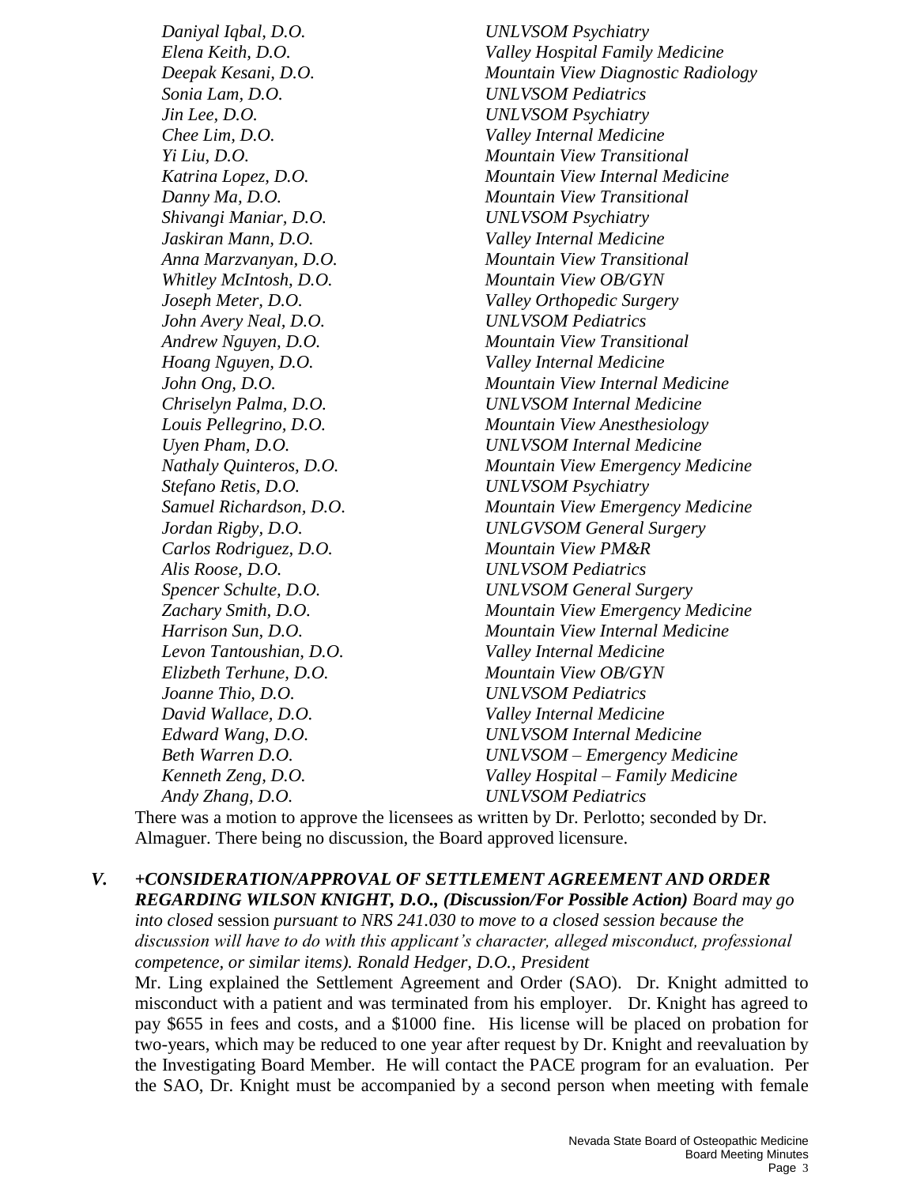*Daniyal Iqbal, D.O.* | *UNLVSOM Psychiatry*
*Elena Keith, D.O.* | *Valley Hospital Family Medicine*
*Deepak Kesani, D.O.* | *Mountain View Diagnostic Radiology*
*Sonia Lam, D.O.* | *UNLVSOM Pediatrics*
*Jin Lee, D.O.* | *UNLVSOM Psychiatry*
*Chee Lim, D.O.* | *Valley Internal Medicine*
*Yi Liu, D.O.* | *Mountain View Transitional*
*Katrina Lopez, D.O.* | *Mountain View Internal Medicine*
*Danny Ma, D.O.* | *Mountain View Transitional*
*Shivangi Maniar, D.O.* | *UNLVSOM Psychiatry*
*Jaskiran Mann, D.O.* | *Valley Internal Medicine*
*Anna Marzvanyan, D.O.* | *Mountain View Transitional*
*Whitley McIntosh, D.O.* | *Mountain View OB/GYN*
*Joseph Meter, D.O.* | *Valley Orthopedic Surgery*
*John Avery Neal, D.O.* | *UNLVSOM Pediatrics*
*Andrew Nguyen, D.O.* | *Mountain View Transitional*
*Hoang Nguyen, D.O.* | *Valley Internal Medicine*
*John Ong, D.O.* | *Mountain View Internal Medicine*
*Chriselyn Palma, D.O.* | *UNLVSOM Internal Medicine*
*Louis Pellegrino, D.O.* | *Mountain View Anesthesiology*
*Uyen Pham, D.O.* | *UNLVSOM Internal Medicine*
*Nathaly Quinteros, D.O.* | *Mountain View Emergency Medicine*
*Stefano Retis, D.O.* | *UNLVSOM Psychiatry*
*Samuel Richardson, D.O.* | *Mountain View Emergency Medicine*
*Jordan Rigby, D.O.* | *UNLGVSOM General Surgery*
*Carlos Rodriguez, D.O.* | *Mountain View PM&R*
*Alis Roose, D.O.* | *UNLVSOM Pediatrics*
*Spencer Schulte, D.O.* | *UNLVSOM General Surgery*
*Zachary Smith, D.O.* | *Mountain View Emergency Medicine*
*Harrison Sun, D.O.* | *Mountain View Internal Medicine*
*Levon Tantoushian, D.O.* | *Valley Internal Medicine*
*Elizbeth Terhune, D.O.* | *Mountain View OB/GYN*
*Joanne Thio, D.O.* | *UNLVSOM Pediatrics*
*David Wallace, D.O.* | *Valley Internal Medicine*
*Edward Wang, D.O.* | *UNLVSOM Internal Medicine*
*Beth Warren D.O.* | *UNLVSOM – Emergency Medicine*
*Kenneth Zeng, D.O.* | *Valley Hospital – Family Medicine*
*Andy Zhang, D.O.* | *UNLVSOM Pediatrics*

There was a motion to approve the licensees as written by Dr. Perlotto; seconded by Dr. Almaguer. There being no discussion, the Board approved licensure.

***V. +CONSIDERATION/APPROVAL OF SETTLEMENT AGREEMENT AND ORDER REGARDING WILSON KNIGHT, D.O., (Discussion/For Possible Action)*** *Board may go into closed* session *pursuant to NRS 241.030 to move to a closed session because the discussion will have to do with this applicant's character, alleged misconduct, professional competence, or similar items). Ronald Hedger, D.O., President*

Mr. Ling explained the Settlement Agreement and Order (SAO). Dr. Knight admitted to misconduct with a patient and was terminated from his employer. Dr. Knight has agreed to pay $655 in fees and costs, and a $1000 fine. His license will be placed on probation for two-years, which may be reduced to one year after request by Dr. Knight and reevaluation by the Investigating Board Member. He will contact the PACE program for an evaluation. Per the SAO, Dr. Knight must be accompanied by a second person when meeting with female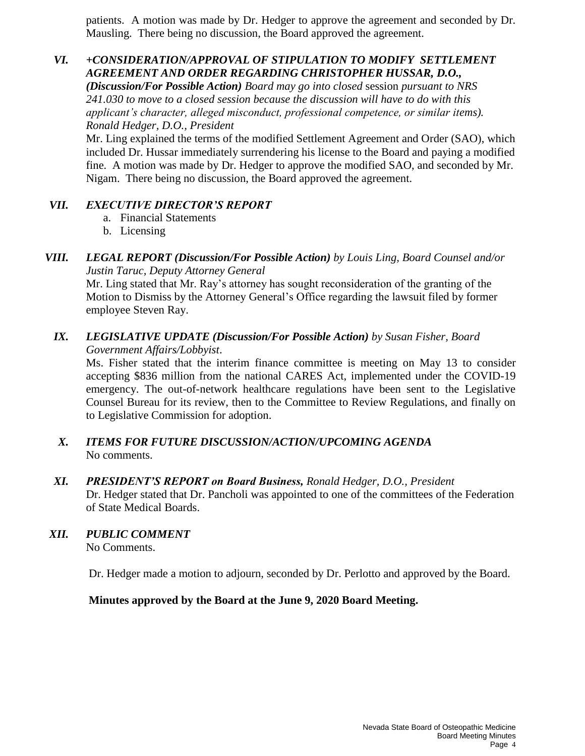patients. A motion was made by Dr. Hedger to approve the agreement and seconded by Dr. Mausling. There being no discussion, the Board approved the agreement.

***VI. +CONSIDERATION/APPROVAL OF STIPULATION TO MODIFY SETTLEMENT AGREEMENT AND ORDER REGARDING CHRISTOPHER HUSSAR, D.O., (Discussion/For Possible Action)*** *Board may go into closed session pursuant to NRS 241.030 to move to a closed session because the discussion will have to do with this applicant's character, alleged misconduct, professional competence, or similar items). Ronald Hedger, D.O., President*

Mr. Ling explained the terms of the modified Settlement Agreement and Order (SAO), which included Dr. Hussar immediately surrendering his license to the Board and paying a modified fine. A motion was made by Dr. Hedger to approve the modified SAO, and seconded by Mr. Nigam. There being no discussion, the Board approved the agreement.

***VII. EXECUTIVE DIRECTOR'S REPORT***

a. Financial Statements
b. Licensing

***VIII. LEGAL REPORT (Discussion/For Possible Action)*** *by Louis Ling, Board Counsel and/or Justin Taruc, Deputy Attorney General*

Mr. Ling stated that Mr. Ray's attorney has sought reconsideration of the granting of the Motion to Dismiss by the Attorney General's Office regarding the lawsuit filed by former employee Steven Ray.

***IX. LEGISLATIVE UPDATE (Discussion/For Possible Action)*** *by Susan Fisher, Board Government Affairs/Lobbyist*.

Ms. Fisher stated that the interim finance committee is meeting on May 13 to consider accepting \$836 million from the national CARES Act, implemented under the COVID-19 emergency. The out-of-network healthcare regulations have been sent to the Legislative Counsel Bureau for its review, then to the Committee to Review Regulations, and finally on to Legislative Commission for adoption.

***X. ITEMS FOR FUTURE DISCUSSION/ACTION/UPCOMING AGENDA***

No comments.

***XI. PRESIDENT'S REPORT on Board Business,*** *Ronald Hedger, D.O., President*

Dr. Hedger stated that Dr. Pancholi was appointed to one of the committees of the Federation of State Medical Boards.

***XII. PUBLIC COMMENT***

No Comments.

Dr. Hedger made a motion to adjourn, seconded by Dr. Perlotto and approved by the Board.

**Minutes approved by the Board at the June 9, 2020 Board Meeting.**